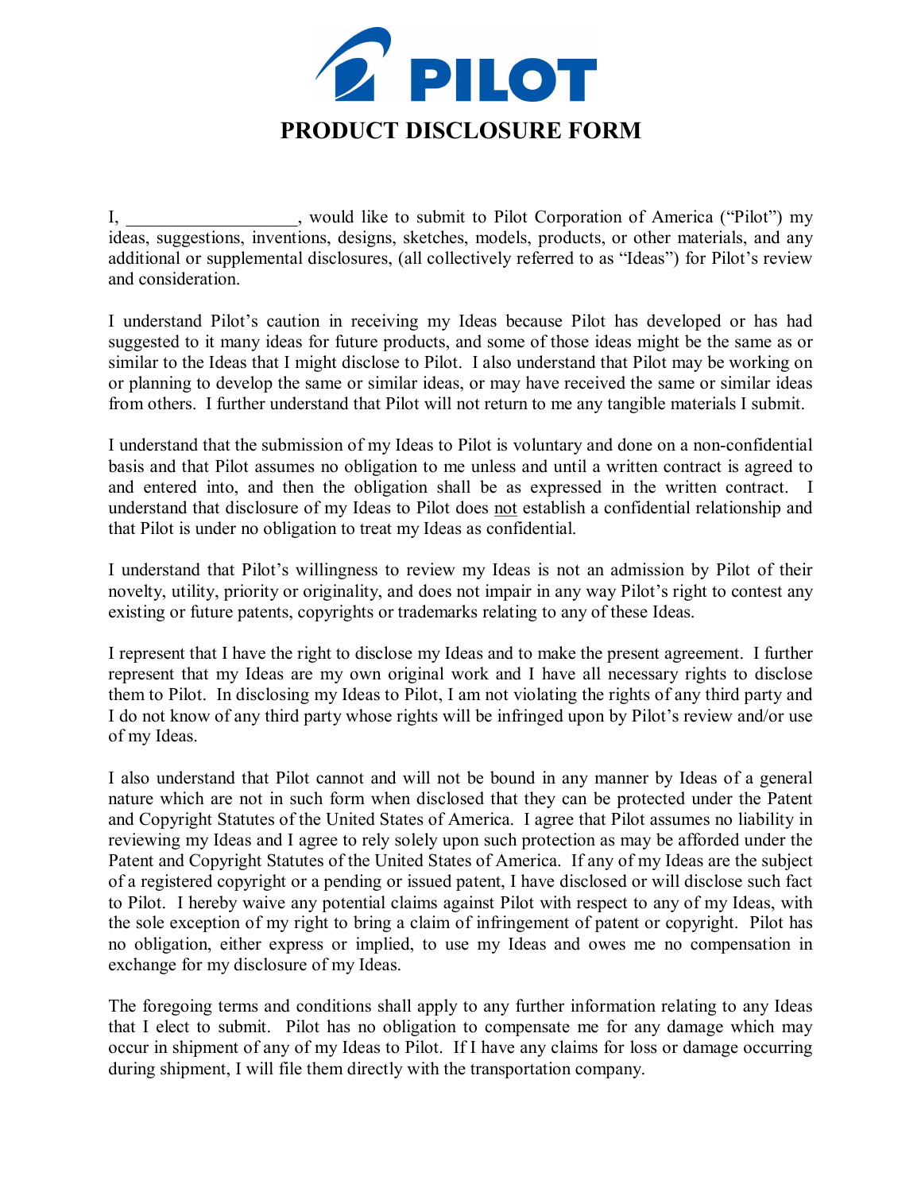# PILOT

# PRODUCT DISCLOSURE FORM

I, ___________________, would like to submit to Pilot Corporation of America ("Pilot") my ideas, suggestions, inventions, designs, sketches, models, products, or other materials, and any additional or supplemental disclosures, (all collectively referred to as "Ideas") for Pilot's review and consideration.

I understand Pilot's caution in receiving my Ideas because Pilot has developed or has had suggested to it many ideas for future products, and some of those ideas might be the same as or similar to the Ideas that I might disclose to Pilot. I also understand that Pilot may be working on or planning to develop the same or similar ideas, or may have received the same or similar ideas from others. I further understand that Pilot will not return to me any tangible materials I submit.

I understand that the submission of my Ideas to Pilot is voluntary and done on a non-confidential basis and that Pilot assumes no obligation to me unless and until a written contract is agreed to and entered into, and then the obligation shall be as expressed in the written contract. I understand that disclosure of my Ideas to Pilot does not establish a confidential relationship and that Pilot is under no obligation to treat my Ideas as confidential.

I understand that Pilot's willingness to review my Ideas is not an admission by Pilot of their novelty, utility, priority or originality, and does not impair in any way Pilot's right to contest any existing or future patents, copyrights or trademarks relating to any of these Ideas.

I represent that I have the right to disclose my Ideas and to make the present agreement. I further represent that my Ideas are my own original work and I have all necessary rights to disclose them to Pilot. In disclosing my Ideas to Pilot, I am not violating the rights of any third party and I do not know of any third party whose rights will be infringed upon by Pilot's review and/or use of my Ideas.

I also understand that Pilot cannot and will not be bound in any manner by Ideas of a general nature which are not in such form when disclosed that they can be protected under the Patent and Copyright Statutes of the United States of America. I agree that Pilot assumes no liability in reviewing my Ideas and I agree to rely solely upon such protection as may be afforded under the Patent and Copyright Statutes of the United States of America. If any of my Ideas are the subject of a registered copyright or a pending or issued patent, I have disclosed or will disclose such fact to Pilot. I hereby waive any potential claims against Pilot with respect to any of my Ideas, with the sole exception of my right to bring a claim of infringement of patent or copyright. Pilot has no obligation, either express or implied, to use my Ideas and owes me no compensation in exchange for my disclosure of my Ideas.

The foregoing terms and conditions shall apply to any further information relating to any Ideas that I elect to submit. Pilot has no obligation to compensate me for any damage which may occur in shipment of any of my Ideas to Pilot. If I have any claims for loss or damage occurring during shipment, I will file them directly with the transportation company.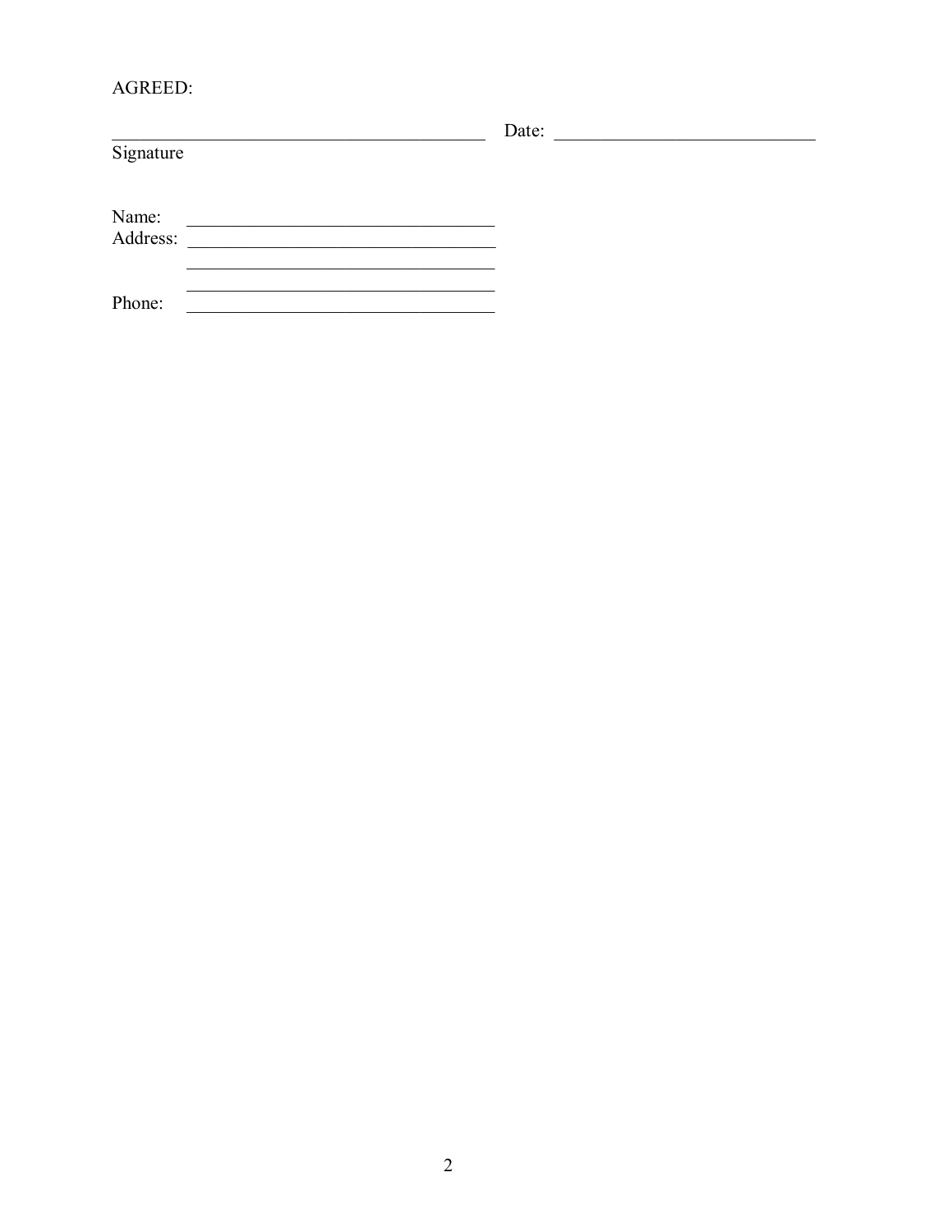AGREED:

_________________________________________ Date: ___________________________

Signature

Name: ________________________________

Address: ________________________________

________________________________

________________________________

Phone: ________________________________